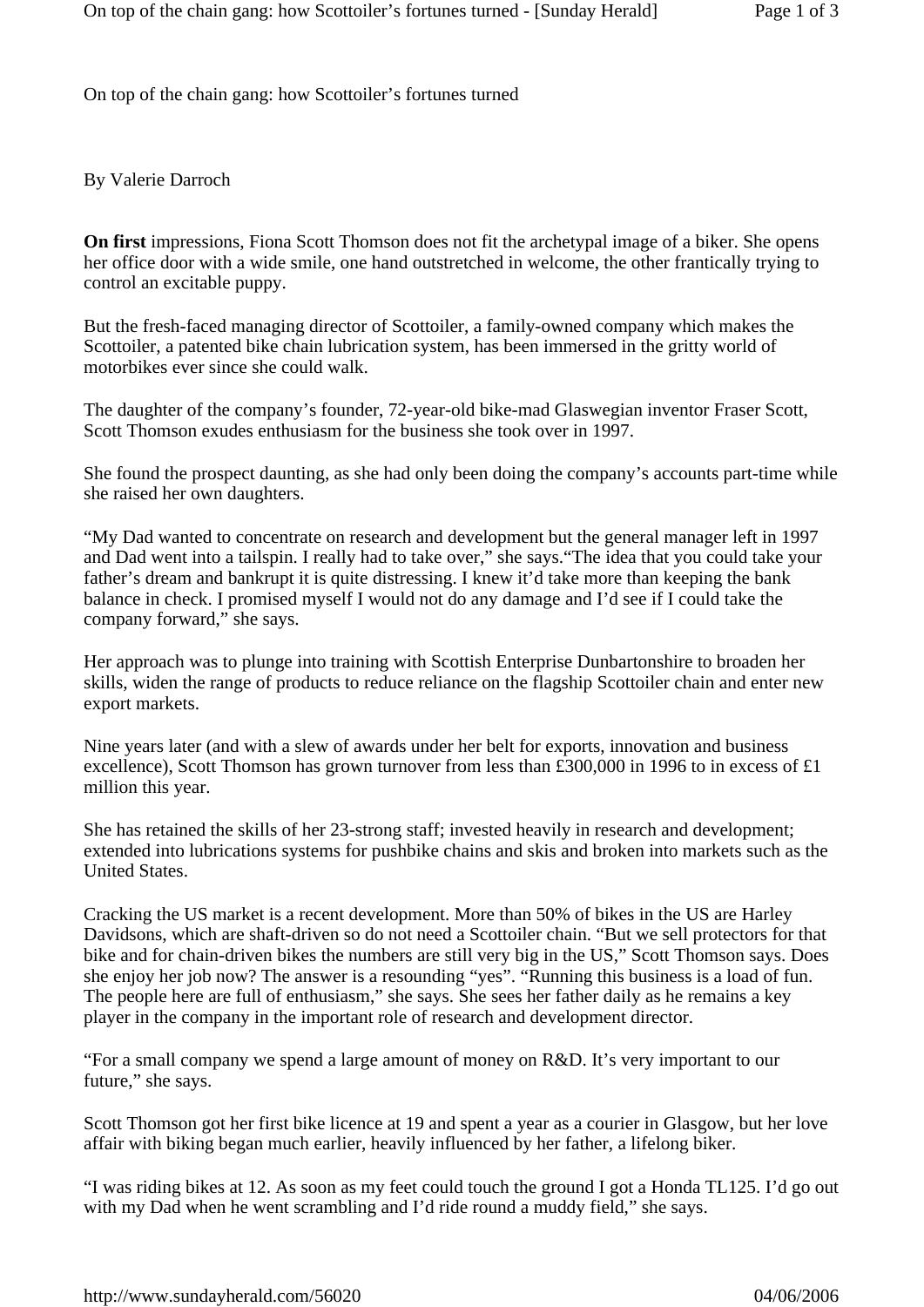# On top of the chain gang: how Scottoiler's fortunes turned

By Valerie Darroch

**On first** impressions, Fiona Scott Thomson does not fit the archetypal image of a biker. She opens her office door with a wide smile, one hand outstretched in welcome, the other frantically trying to control an excitable puppy.

But the fresh-faced managing director of Scottoiler, a family-owned company which makes the Scottoiler, a patented bike chain lubrication system, has been immersed in the gritty world of motorbikes ever since she could walk.

The daughter of the company's founder, 72-year-old bike-mad Glaswegian inventor Fraser Scott, Scott Thomson exudes enthusiasm for the business she took over in 1997.

She found the prospect daunting, as she had only been doing the company's accounts part-time while she raised her own daughters.

"My Dad wanted to concentrate on research and development but the general manager left in 1997 and Dad went into a tailspin. I really had to take over," she says."The idea that you could take your father's dream and bankrupt it is quite distressing. I knew it'd take more than keeping the bank balance in check. I promised myself I would not do any damage and I'd see if I could take the company forward," she says.

Her approach was to plunge into training with Scottish Enterprise Dunbartonshire to broaden her skills, widen the range of products to reduce reliance on the flagship Scottoiler chain and enter new export markets.

Nine years later (and with a slew of awards under her belt for exports, innovation and business excellence), Scott Thomson has grown turnover from less than £300,000 in 1996 to in excess of £1 million this year.

She has retained the skills of her 23-strong staff; invested heavily in research and development; extended into lubrications systems for pushbike chains and skis and broken into markets such as the United States.

Cracking the US market is a recent development. More than 50% of bikes in the US are Harley Davidsons, which are shaft-driven so do not need a Scottoiler chain. "But we sell protectors for that bike and for chain-driven bikes the numbers are still very big in the US," Scott Thomson says. Does she enjoy her job now? The answer is a resounding "yes". "Running this business is a load of fun. The people here are full of enthusiasm," she says. She sees her father daily as he remains a key player in the company in the important role of research and development director.

"For a small company we spend a large amount of money on R&D. It's very important to our future," she says.

Scott Thomson got her first bike licence at 19 and spent a year as a courier in Glasgow, but her love affair with biking began much earlier, heavily influenced by her father, a lifelong biker.

"I was riding bikes at 12. As soon as my feet could touch the ground I got a Honda TL125. I'd go out with my Dad when he went scrambling and I'd ride round a muddy field," she says.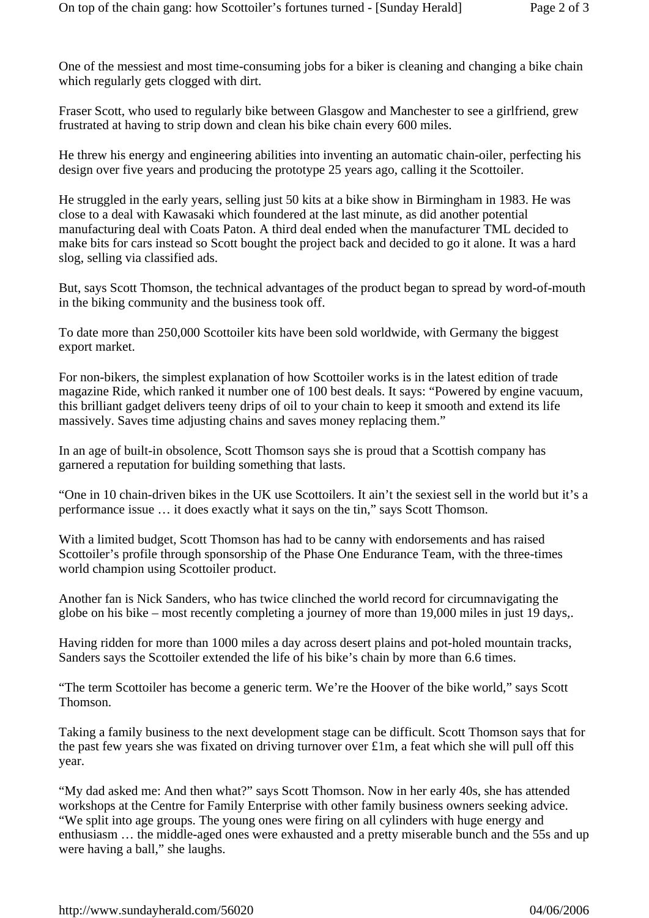One of the messiest and most time-consuming jobs for a biker is cleaning and changing a bike chain which regularly gets clogged with dirt.

Fraser Scott, who used to regularly bike between Glasgow and Manchester to see a girlfriend, grew frustrated at having to strip down and clean his bike chain every 600 miles.

He threw his energy and engineering abilities into inventing an automatic chain-oiler, perfecting his design over five years and producing the prototype 25 years ago, calling it the Scottoiler.

He struggled in the early years, selling just 50 kits at a bike show in Birmingham in 1983. He was close to a deal with Kawasaki which foundered at the last minute, as did another potential manufacturing deal with Coats Paton. A third deal ended when the manufacturer TML decided to make bits for cars instead so Scott bought the project back and decided to go it alone. It was a hard slog, selling via classified ads.

But, says Scott Thomson, the technical advantages of the product began to spread by word-of-mouth in the biking community and the business took off.

To date more than 250,000 Scottoiler kits have been sold worldwide, with Germany the biggest export market.

For non-bikers, the simplest explanation of how Scottoiler works is in the latest edition of trade magazine Ride, which ranked it number one of 100 best deals. It says: "Powered by engine vacuum, this brilliant gadget delivers teeny drips of oil to your chain to keep it smooth and extend its life massively. Saves time adjusting chains and saves money replacing them."

In an age of built-in obsolence, Scott Thomson says she is proud that a Scottish company has garnered a reputation for building something that lasts.

"One in 10 chain-driven bikes in the UK use Scottoilers. It ain't the sexiest sell in the world but it's a performance issue … it does exactly what it says on the tin," says Scott Thomson.

With a limited budget, Scott Thomson has had to be canny with endorsements and has raised Scottoiler's profile through sponsorship of the Phase One Endurance Team, with the three-times world champion using Scottoiler product.

Another fan is Nick Sanders, who has twice clinched the world record for circumnavigating the globe on his bike – most recently completing a journey of more than 19,000 miles in just 19 days,.

Having ridden for more than 1000 miles a day across desert plains and pot-holed mountain tracks, Sanders says the Scottoiler extended the life of his bike's chain by more than 6.6 times.

"The term Scottoiler has become a generic term. We're the Hoover of the bike world," says Scott Thomson.

Taking a family business to the next development stage can be difficult. Scott Thomson says that for the past few years she was fixated on driving turnover over £1m, a feat which she will pull off this year.

"My dad asked me: And then what?" says Scott Thomson. Now in her early 40s, she has attended workshops at the Centre for Family Enterprise with other family business owners seeking advice. "We split into age groups. The young ones were firing on all cylinders with huge energy and enthusiasm … the middle-aged ones were exhausted and a pretty miserable bunch and the 55s and up were having a ball," she laughs.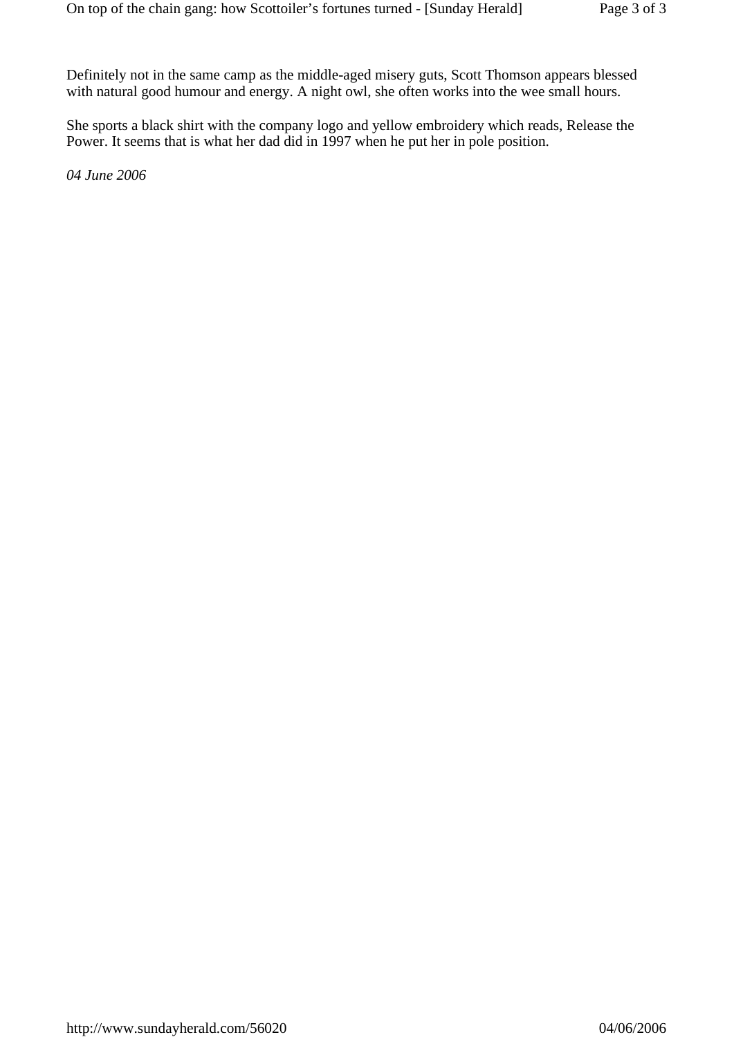Definitely not in the same camp as the middle-aged misery guts, Scott Thomson appears blessed with natural good humour and energy. A night owl, she often works into the wee small hours.

She sports a black shirt with the company logo and yellow embroidery which reads, Release the Power. It seems that is what her dad did in 1997 when he put her in pole position.

*04 June 2006*